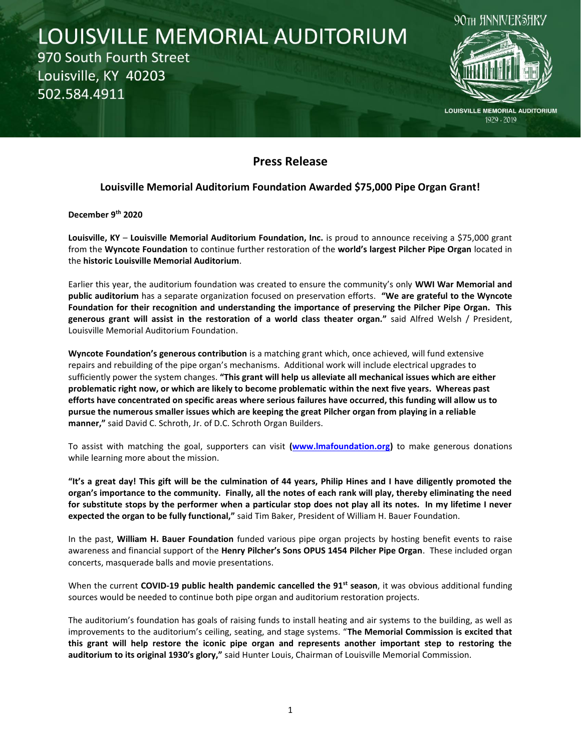# LOUISVILLE MEMORIAL AUDITORIUM

970 South Fourth Street
Louisville, KY 40203
502.584.4911

90TH ANNIVERSARY
LOUISVILLE MEMORIAL AUDITORIUM
1929 - 2019

## Press Release

### Louisville Memorial Auditorium Foundation Awarded $75,000 Pipe Organ Grant!

**December 9th 2020**

**Louisville, KY** – **Louisville Memorial Auditorium Foundation, Inc.** is proud to announce receiving a $75,000 grant from the **Wyncote Foundation** to continue further restoration of the **world's largest Pilcher Pipe Organ** located in the **historic Louisville Memorial Auditorium**.

Earlier this year, the auditorium foundation was created to ensure the community's only **WWI War Memorial and public auditorium** has a separate organization focused on preservation efforts. **"We are grateful to the Wyncote Foundation for their recognition and understanding the importance of preserving the Pilcher Pipe Organ. This generous grant will assist in the restoration of a world class theater organ."** said Alfred Welsh / President, Louisville Memorial Auditorium Foundation.

**Wyncote Foundation's generous contribution** is a matching grant which, once achieved, will fund extensive repairs and rebuilding of the pipe organ's mechanisms. Additional work will include electrical upgrades to sufficiently power the system changes. **"This grant will help us alleviate all mechanical issues which are either problematic right now, or which are likely to become problematic within the next five years. Whereas past efforts have concentrated on specific areas where serious failures have occurred, this funding will allow us to pursue the numerous smaller issues which are keeping the great Pilcher organ from playing in a reliable manner,"** said David C. Schroth, Jr. of D.C. Schroth Organ Builders.

To assist with matching the goal, supporters can visit **(www.lmafoundation.org)** to make generous donations while learning more about the mission.

**"It's a great day! This gift will be the culmination of 44 years, Philip Hines and I have diligently promoted the organ's importance to the community. Finally, all the notes of each rank will play, thereby eliminating the need for substitute stops by the performer when a particular stop does not play all its notes. In my lifetime I never expected the organ to be fully functional,"** said Tim Baker, President of William H. Bauer Foundation.

In the past, **William H. Bauer Foundation** funded various pipe organ projects by hosting benefit events to raise awareness and financial support of the **Henry Pilcher's Sons OPUS 1454 Pilcher Pipe Organ**. These included organ concerts, masquerade balls and movie presentations.

When the current **COVID-19 public health pandemic cancelled the 91st season**, it was obvious additional funding sources would be needed to continue both pipe organ and auditorium restoration projects.

The auditorium's foundation has goals of raising funds to install heating and air systems to the building, as well as improvements to the auditorium's ceiling, seating, and stage systems. "**The Memorial Commission is excited that this grant will help restore the iconic pipe organ and represents another important step to restoring the auditorium to its original 1930's glory,"** said Hunter Louis, Chairman of Louisville Memorial Commission.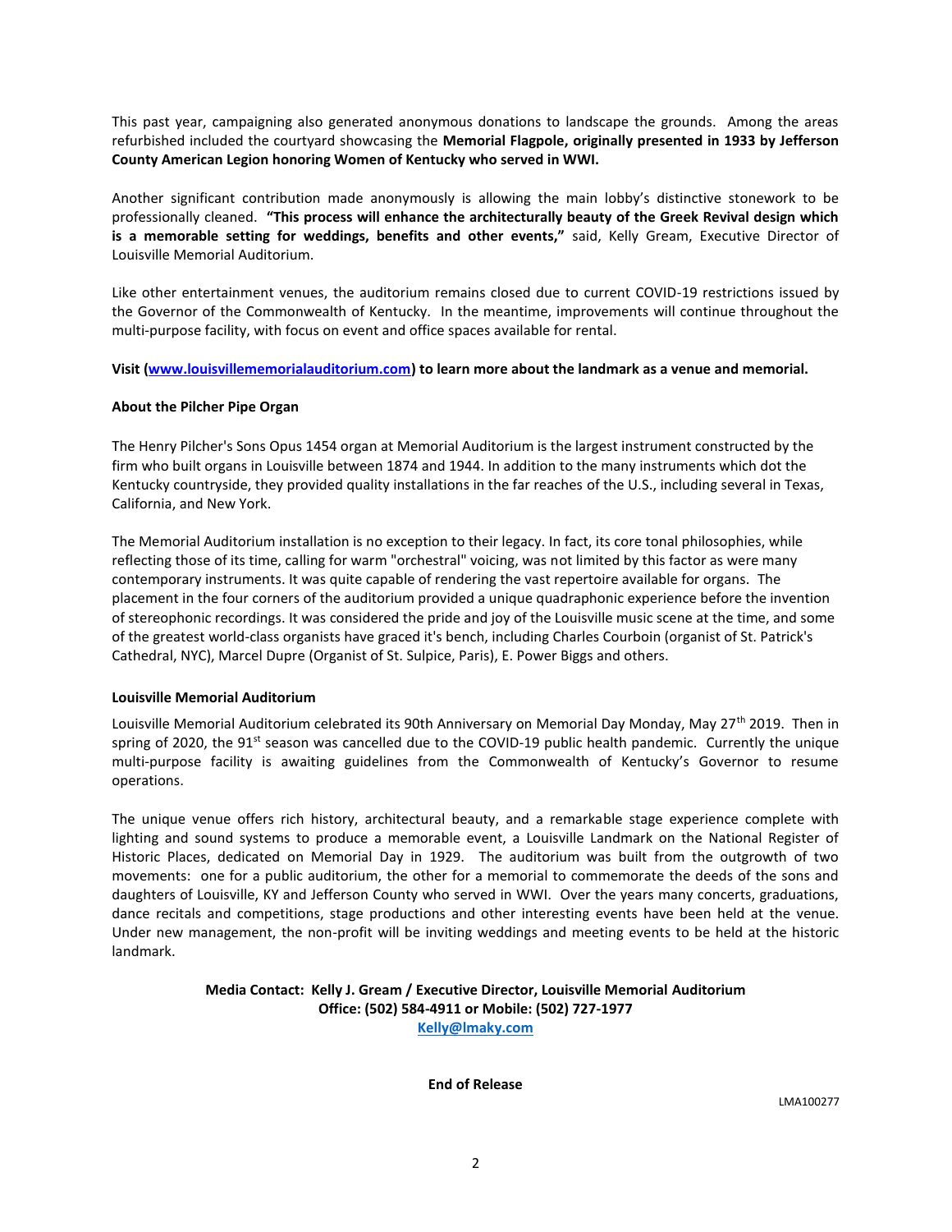This past year, campaigning also generated anonymous donations to landscape the grounds. Among the areas refurbished included the courtyard showcasing the **Memorial Flagpole, originally presented in 1933 by Jefferson County American Legion honoring Women of Kentucky who served in WWI.**

Another significant contribution made anonymously is allowing the main lobby's distinctive stonework to be professionally cleaned. **"This process will enhance the architecturally beauty of the Greek Revival design which is a memorable setting for weddings, benefits and other events,"** said, Kelly Gream, Executive Director of Louisville Memorial Auditorium.

Like other entertainment venues, the auditorium remains closed due to current COVID-19 restrictions issued by the Governor of the Commonwealth of Kentucky. In the meantime, improvements will continue throughout the multi-purpose facility, with focus on event and office spaces available for rental.

**Visit (www.louisvillememorialauditorium.com) to learn more about the landmark as a venue and memorial.**

**About the Pilcher Pipe Organ**

The Henry Pilcher's Sons Opus 1454 organ at Memorial Auditorium is the largest instrument constructed by the firm who built organs in Louisville between 1874 and 1944. In addition to the many instruments which dot the Kentucky countryside, they provided quality installations in the far reaches of the U.S., including several in Texas, California, and New York.

The Memorial Auditorium installation is no exception to their legacy. In fact, its core tonal philosophies, while reflecting those of its time, calling for warm "orchestral" voicing, was not limited by this factor as were many contemporary instruments. It was quite capable of rendering the vast repertoire available for organs. The placement in the four corners of the auditorium provided a unique quadraphonic experience before the invention of stereophonic recordings. It was considered the pride and joy of the Louisville music scene at the time, and some of the greatest world-class organists have graced it's bench, including Charles Courboin (organist of St. Patrick's Cathedral, NYC), Marcel Dupre (Organist of St. Sulpice, Paris), E. Power Biggs and others.

**Louisville Memorial Auditorium**

Louisville Memorial Auditorium celebrated its 90th Anniversary on Memorial Day Monday, May 27th 2019. Then in spring of 2020, the 91st season was cancelled due to the COVID-19 public health pandemic. Currently the unique multi-purpose facility is awaiting guidelines from the Commonwealth of Kentucky's Governor to resume operations.

The unique venue offers rich history, architectural beauty, and a remarkable stage experience complete with lighting and sound systems to produce a memorable event, a Louisville Landmark on the National Register of Historic Places, dedicated on Memorial Day in 1929. The auditorium was built from the outgrowth of two movements: one for a public auditorium, the other for a memorial to commemorate the deeds of the sons and daughters of Louisville, KY and Jefferson County who served in WWI. Over the years many concerts, graduations, dance recitals and competitions, stage productions and other interesting events have been held at the venue. Under new management, the non-profit will be inviting weddings and meeting events to be held at the historic landmark.

**Media Contact: Kelly J. Gream / Executive Director, Louisville Memorial Auditorium**
**Office: (502) 584-4911 or Mobile: (502) 727-1977**
**Kelly@lmaky.com**

**End of Release**

LMA100277